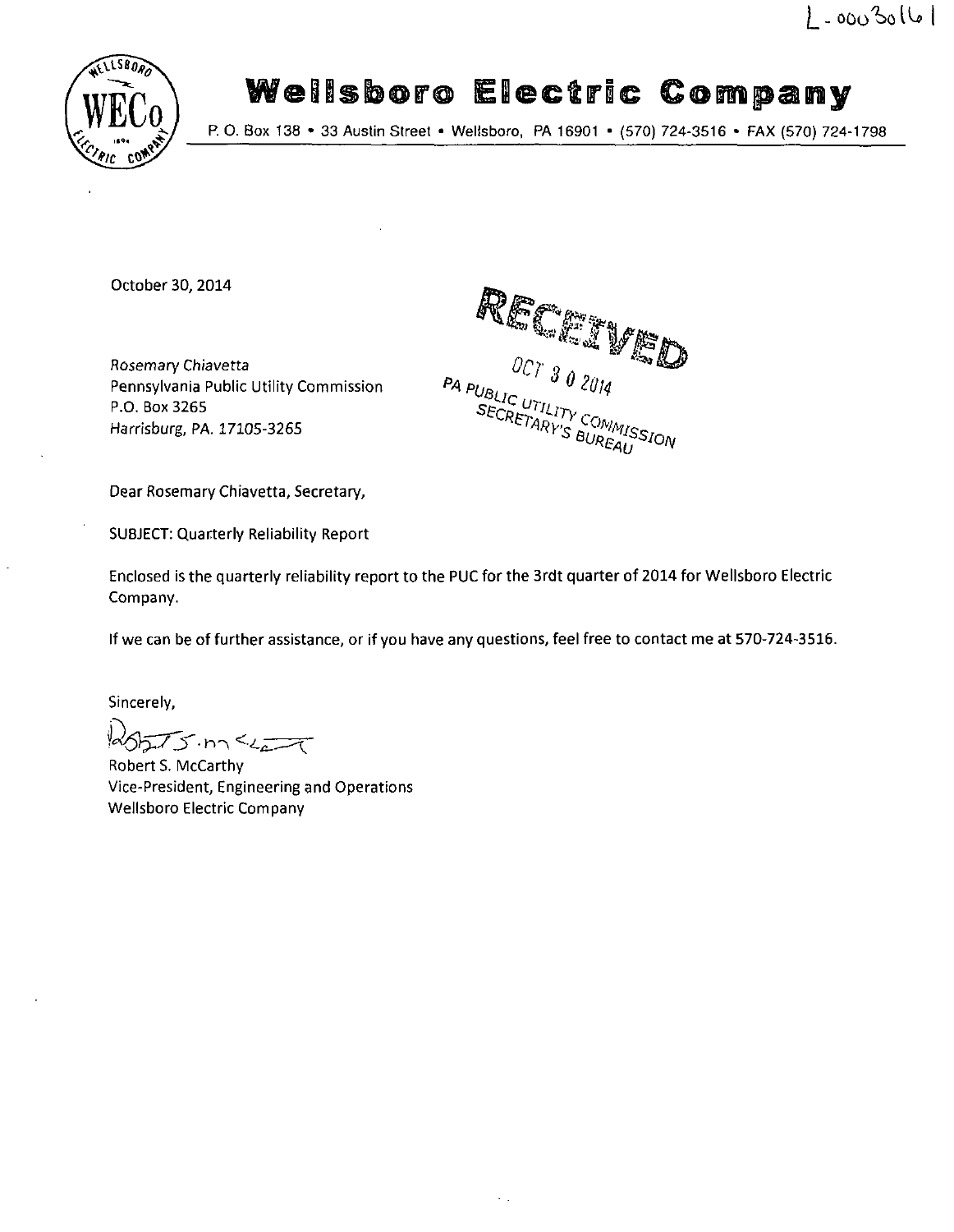L-00030161

# Wellsboro Electric Company

P. O. Box 138 • 33 Austin Street • Wellsboro, PA 16901 • (570) 724-3516 • FAX (570) 724-1798

October 30, 2014

RECEIVED
OCT 30 2014
PA PUBLIC UTILITY COMMISSION
SECRETARY'S BUREAU

Rosemary Chiavetta
Pennsylvania Public Utility Commission
P.O. Box 3265
Harrisburg, PA. 17105-3265

Dear Rosemary Chiavetta, Secretary,

SUBJECT: Quarterly Reliability Report

Enclosed is the quarterly reliability report to the PUC for the 3rdt quarter of 2014 for Wellsboro Electric Company.

If we can be of further assistance, or if you have any questions, feel free to contact me at 570-724-3516.

Sincerely,

Robert S. McCarthy
Vice-President, Engineering and Operations
Wellsboro Electric Company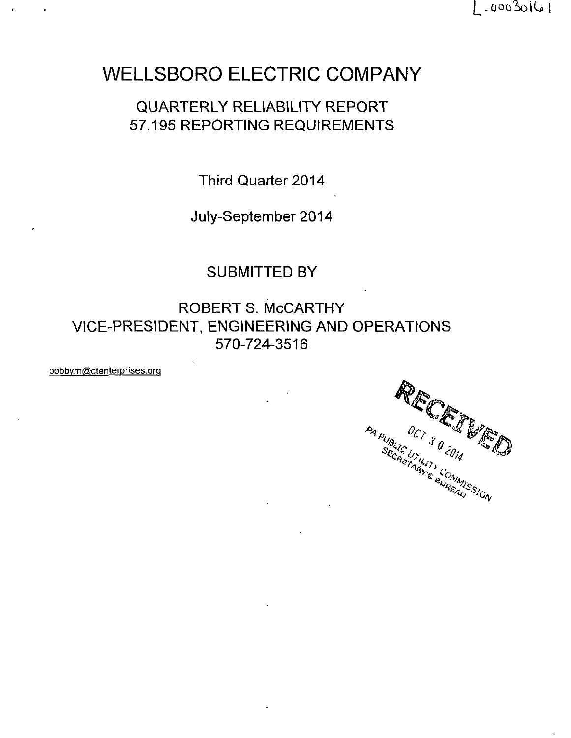L-00030161

# WELLSBORO ELECTRIC COMPANY

## QUARTERLY RELIABILITY REPORT
## 57.195 REPORTING REQUIREMENTS

Third Quarter 2014

July-September 2014

SUBMITTED BY

ROBERT S. McCARTHY
VICE-PRESIDENT, ENGINEERING AND OPERATIONS
570-724-3516

bobbym@ctenterprises.org

RECEIVED
OCT 30 2014
PA PUBLIC UTILITY COMMISSION
SECRETARY'S BUREAU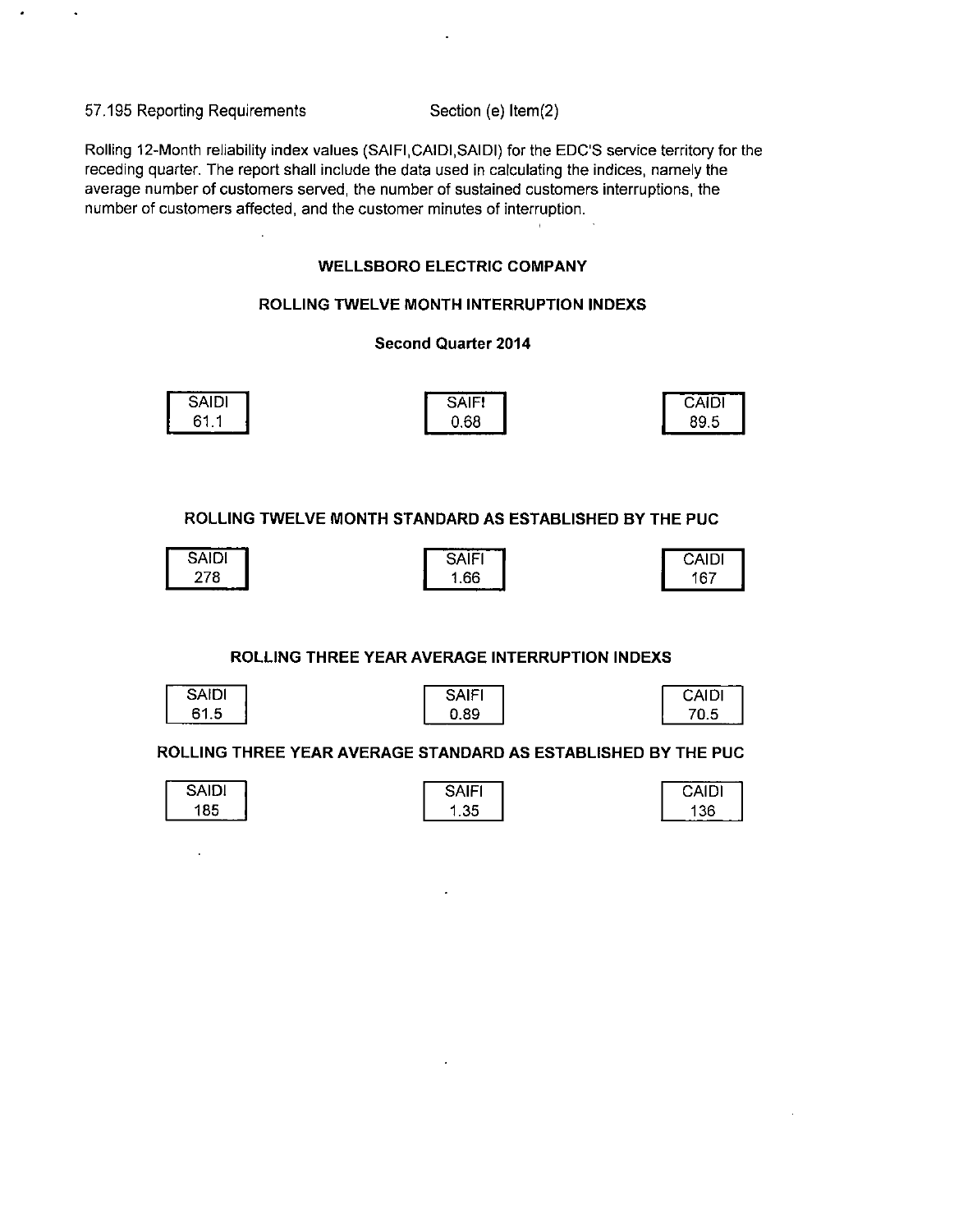57.195 Reporting Requirements Section (e) Item(2)

Rolling 12-Month reliability index values (SAIFI,CAIDI,SAIDI) for the EDC'S service territory for the receding quarter. The report shall include the data used in calculating the indices, namely the average number of customers served, the number of sustained customers interruptions, the number of customers affected, and the customer minutes of interruption.

**WELLSBORO ELECTRIC COMPANY**

**ROLLING TWELVE MONTH INTERRUPTION INDEXS**

**Second Quarter 2014**

| SAIDI | SAIFI | CAIDI |
|---|---|---|
| 61.1 | 0.68 | 89.5 |

**ROLLING TWELVE MONTH STANDARD AS ESTABLISHED BY THE PUC**

| SAIDI | SAIFI | CAIDI |
|---|---|---|
| 278 | 1.66 | 167 |

**ROLLING THREE YEAR AVERAGE INTERRUPTION INDEXS**

| SAIDI | SAIFI | CAIDI |
|---|---|---|
| 61.5 | 0.89 | 70.5 |

**ROLLING THREE YEAR AVERAGE STANDARD AS ESTABLISHED BY THE PUC**

| SAIDI | SAIFI | CAIDI |
|---|---|---|
| 185 | 1.35 | 136 |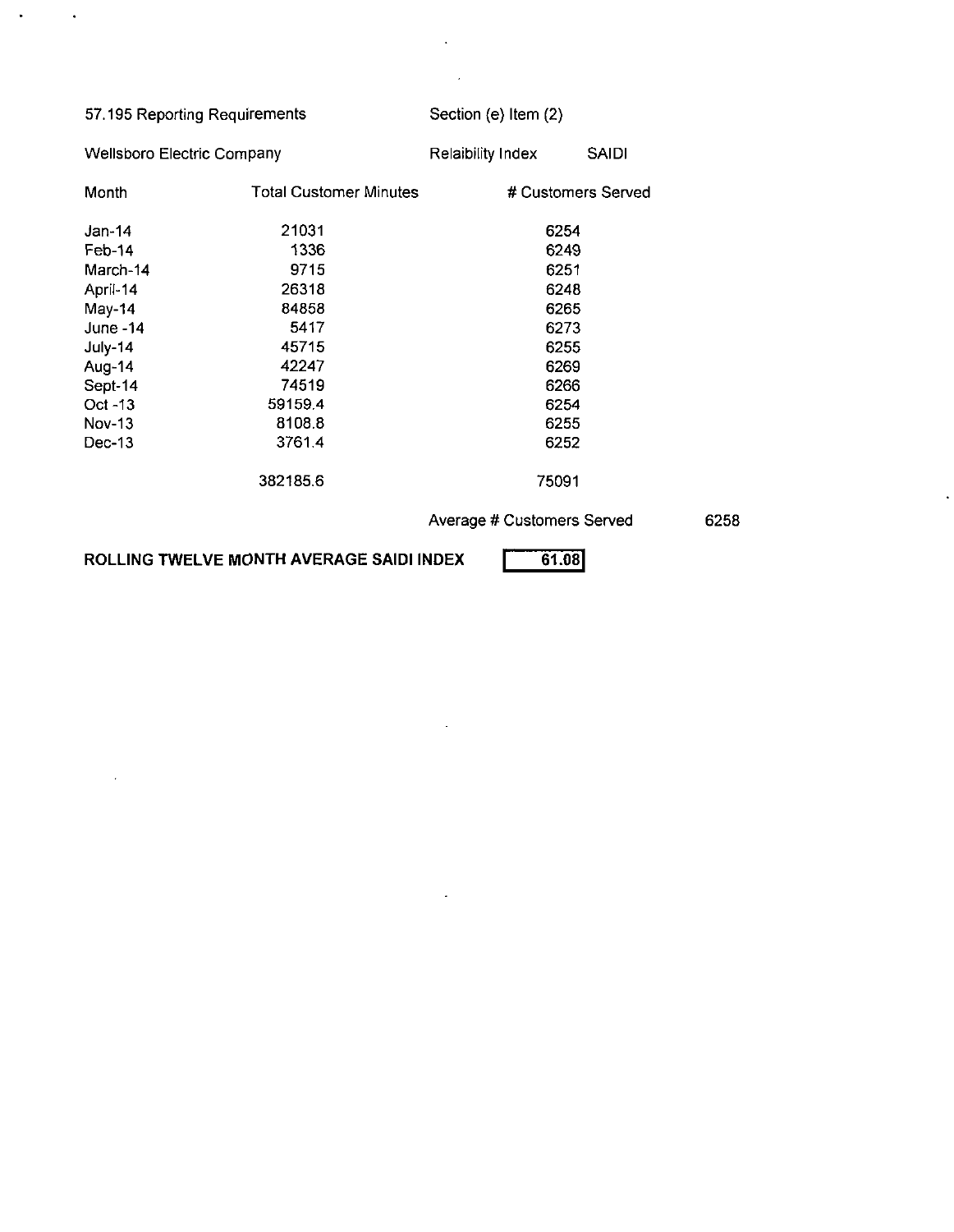57.195 Reporting Requirements Section (e) Item (2)

Wellsboro Electric Company Relaibility Index SAIDI

| Month | Total Customer Minutes | # Customers Served |
|---|---|---|
| Jan-14 | 21031 | 6254 |
| Feb-14 | 1336 | 6249 |
| March-14 | 9715 | 6251 |
| April-14 | 26318 | 6248 |
| May-14 | 84858 | 6265 |
| June -14 | 5417 | 6273 |
| July-14 | 45715 | 6255 |
| Aug-14 | 42247 | 6269 |
| Sept-14 | 74519 | 6266 |
| Oct -13 | 59159.4 | 6254 |
| Nov-13 | 8108.8 | 6255 |
| Dec-13 | 3761.4 | 6252 |
| | 382185.6 | 75091 |

Average # Customers Served 6258

**ROLLING TWELVE MONTH AVERAGE SAIDI INDEX** 61.08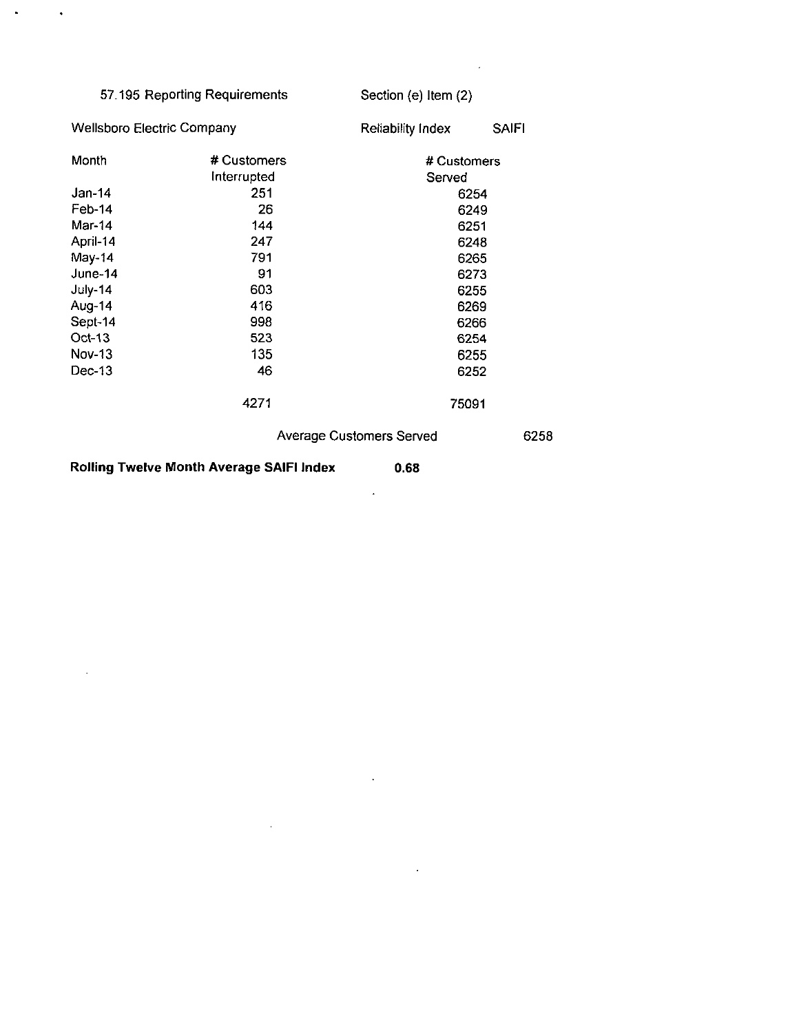57.195 Reporting Requirements — Section (e) Item (2)

Wellsboro Electric Company — Reliability Index SAIFI

| Month | # Customers Interrupted | # Customers Served |
|---|---|---|
| Jan-14 | 251 | 6254 |
| Feb-14 | 26 | 6249 |
| Mar-14 | 144 | 6251 |
| April-14 | 247 | 6248 |
| May-14 | 791 | 6265 |
| June-14 | 91 | 6273 |
| July-14 | 603 | 6255 |
| Aug-14 | 416 | 6269 |
| Sept-14 | 998 | 6266 |
| Oct-13 | 523 | 6254 |
| Nov-13 | 135 | 6255 |
| Dec-13 | 46 | 6252 |
| | 4271 | 75091 |

Average Customers Served 6258

**Rolling Twelve Month Average SAIFI Index** **0.68**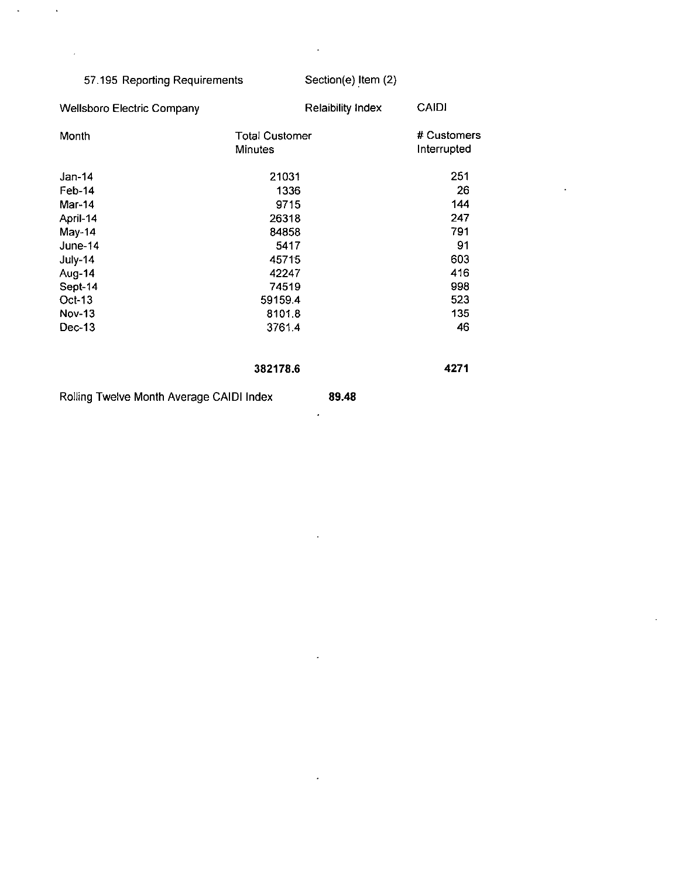57.195 Reporting Requirements Section(e) Item (2)

Wellsboro Electric Company Relaibility Index CAIDI

| Month | Total Customer Minutes | # Customers Interrupted |
|---|---|---|
| Jan-14 | 21031 | 251 |
| Feb-14 | 1336 | 26 |
| Mar-14 | 9715 | 144 |
| April-14 | 26318 | 247 |
| May-14 | 84858 | 791 |
| June-14 | 5417 | 91 |
| July-14 | 45715 | 603 |
| Aug-14 | 42247 | 416 |
| Sept-14 | 74519 | 998 |
| Oct-13 | 59159.4 | 523 |
| Nov-13 | 8101.8 | 135 |
| Dec-13 | 3761.4 | 46 |
| | **382178.6** | **4271** |

Rolling Twelve Month Average CAIDI Index **89.48**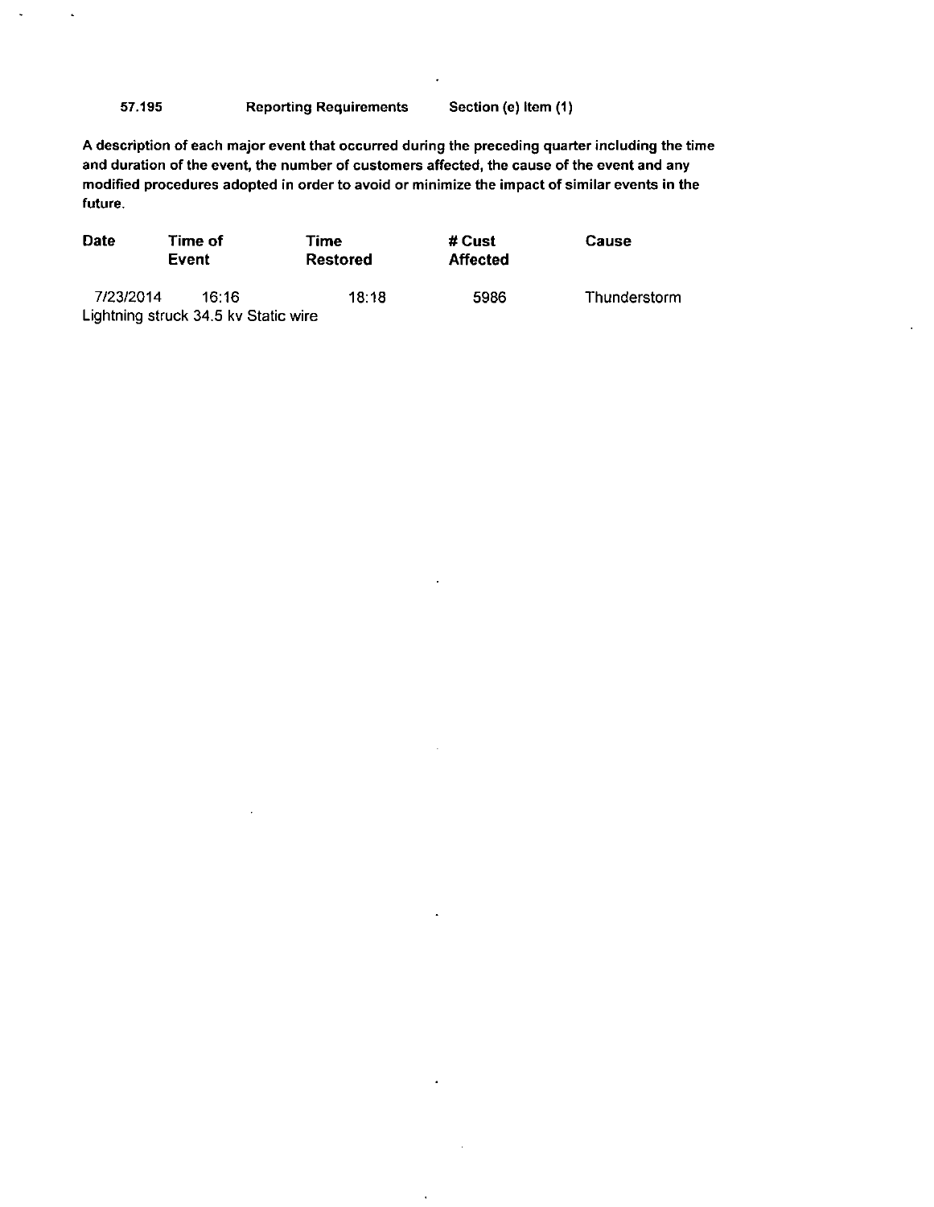**57.195 Reporting Requirements Section (e) Item (1)**

**A description of each major event that occurred during the preceding quarter including the time and duration of the event, the number of customers affected, the cause of the event and any modified procedures adopted in order to avoid or minimize the impact of similar events in the future.**

| Date | Time of Event | Time Restored | # Cust Affected | Cause |
|---|---|---|---|---|
| 7/23/2014 | 16:16 | 18:18 | 5986 | Thunderstorm |

Lightning struck 34.5 kv Static wire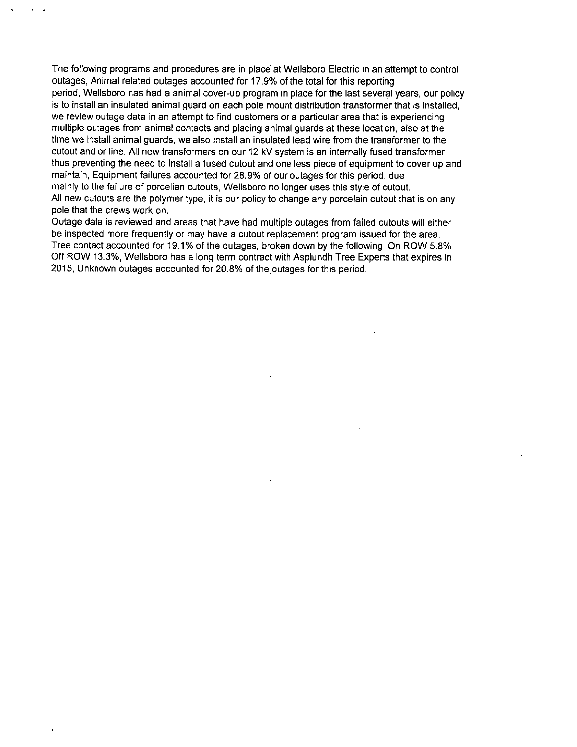The following programs and procedures are in place at Wellsboro Electric in an attempt to control outages, Animal related outages accounted for 17.9% of the total for this reporting period, Wellsboro has had a animal cover-up program in place for the last several years, our policy is to install an insulated animal guard on each pole mount distribution transformer that is installed, we review outage data in an attempt to find customers or a particular area that is experiencing multiple outages from animal contacts and placing animal guards at these location, also at the time we install animal guards, we also install an insulated lead wire from the transformer to the cutout and or line. All new transformers on our 12 kV system is an internally fused transformer thus preventing the need to install a fused cutout and one less piece of equipment to cover up and maintain, Equipment failures accounted for 28.9% of our outages for this period, due mainly to the failure of porcelian cutouts, Wellsboro no longer uses this style of cutout. All new cutouts are the polymer type, it is our policy to change any porcelain cutout that is on any pole that the crews work on.

Outage data is reviewed and areas that have had multiple outages from failed cutouts will either be inspected more frequently or may have a cutout replacement program issued for the area. Tree contact accounted for 19.1% of the outages, broken down by the following, On ROW 5.8% Off ROW 13.3%, Wellsboro has a long term contract with Asplundh Tree Experts that expires in 2015, Unknown outages accounted for 20.8% of the outages for this period.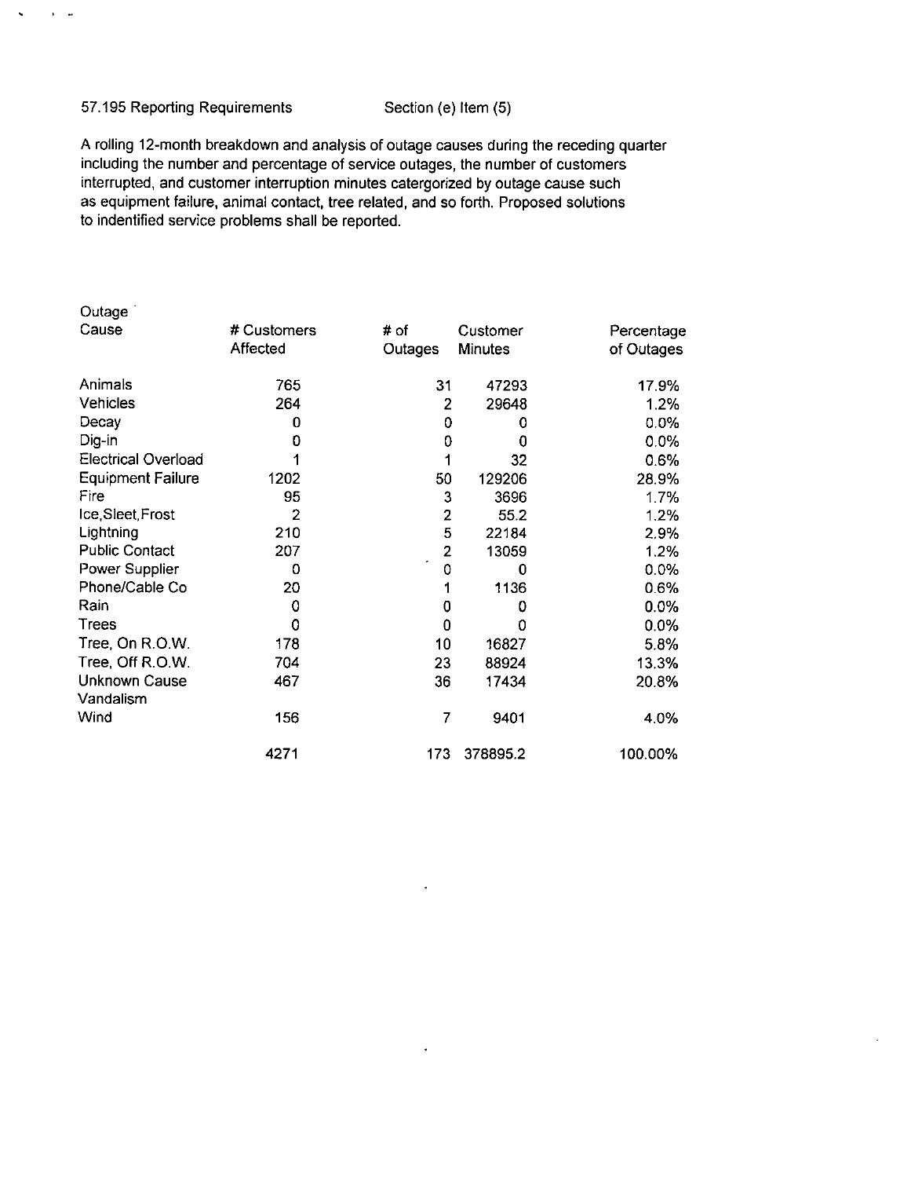57.195 Reporting Requirements     Section (e) Item (5)

A rolling 12-month breakdown and analysis of outage causes during the receding quarter including the number and percentage of service outages, the number of customers interrupted, and customer interruption minutes catergorized by outage cause such as equipment failure, animal contact, tree related, and so forth. Proposed solutions to indentified service problems shall be reported.

| Outage Cause | # Customers Affected | # of Outages | Customer Minutes | Percentage of Outages |
|---|---|---|---|---|
| Animals | 765 | 31 | 47293 | 17.9% |
| Vehicles | 264 | 2 | 29648 | 1.2% |
| Decay | 0 | 0 | 0 | 0.0% |
| Dig-in | 0 | 0 | 0 | 0.0% |
| Electrical Overload | 1 | 1 | 32 | 0.6% |
| Equipment Failure | 1202 | 50 | 129206 | 28.9% |
| Fire | 95 | 3 | 3696 | 1.7% |
| Ice,Sleet,Frost | 2 | 2 | 55.2 | 1.2% |
| Lightning | 210 | 5 | 22184 | 2.9% |
| Public Contact | 207 | 2 | 13059 | 1.2% |
| Power Supplier | 0 | 0 | 0 | 0.0% |
| Phone/Cable Co | 20 | 1 | 1136 | 0.6% |
| Rain | 0 | 0 | 0 | 0.0% |
| Trees | 0 | 0 | 0 | 0.0% |
| Tree, On R.O.W. | 178 | 10 | 16827 | 5.8% |
| Tree, Off R.O.W. | 704 | 23 | 88924 | 13.3% |
| Unknown Cause | 467 | 36 | 17434 | 20.8% |
| Vandalism | | | | |
| Wind | 156 | 7 | 9401 | 4.0% |
| | 4271 | 173 | 378895.2 | 100.00% |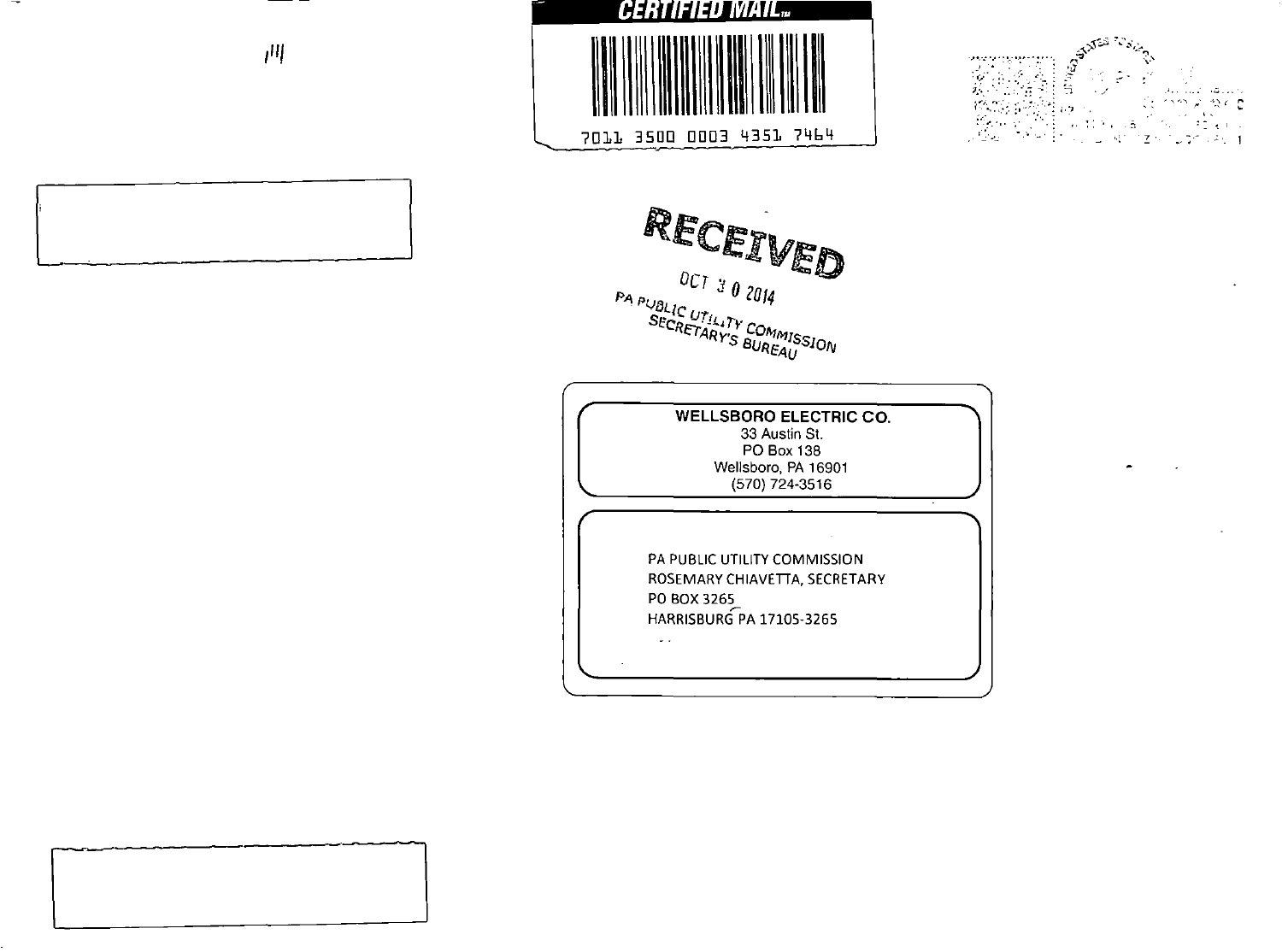**CERTIFIED MAIL™**

7011 3500 0003 4351 7464

RECEIVED

OCT 30 2014

PA PUBLIC UTILITY COMMISSION
SECRETARY'S BUREAU

**WELLSBORO ELECTRIC CO.**
33 Austin St.
PO Box 138
Wellsboro, PA 16901
(570) 724-3516

PA PUBLIC UTILITY COMMISSION
ROSEMARY CHIAVETTA, SECRETARY
PO BOX 3265
HARRISBURG PA 17105-3265